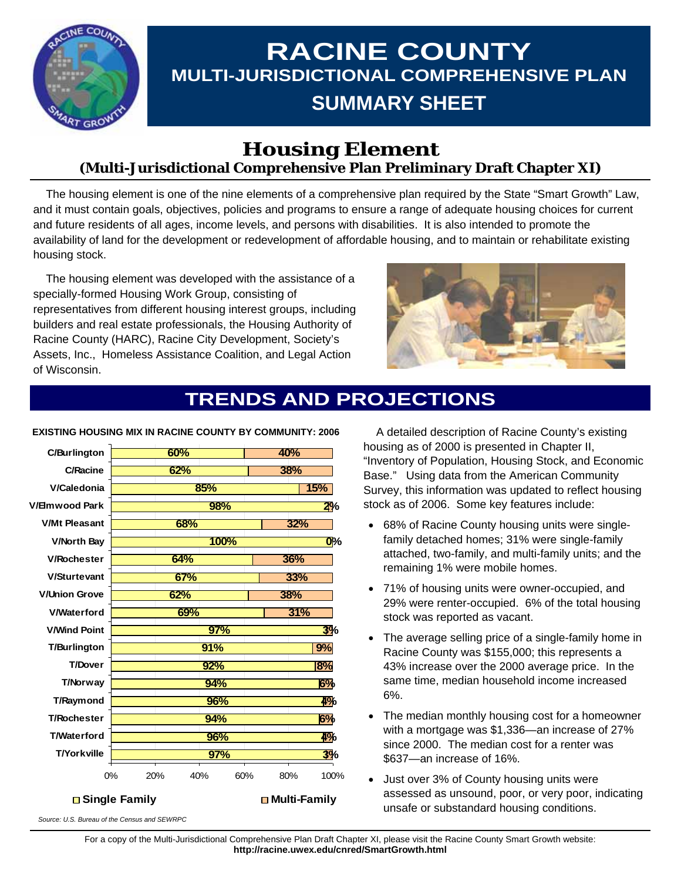# RACINE COUNTY

## MULTI-JURISDICTIONAL COMPREHENSIVE PLAN

## SUMMARY SHEET

# Housing Element

### (Multi-Jurisdictional Comprehensive Plan Preliminary Draft Chapter XI)

The housing element is one of the nine elements of a comprehensive plan required by the State "Smart Growth" Law, and it must contain goals, objectives, policies and programs to ensure a range of adequate housing choices for current and future residents of all ages, income levels, and persons with disabilities. It is also intended to promote the availability of land for the development or redevelopment of affordable housing, and to maintain or rehabilitate existing housing stock.

The housing element was developed with the assistance of a specially-formed Housing Work Group, consisting of representatives from different housing interest groups, including builders and real estate professionals, the Housing Authority of Racine County (HARC), Racine City Development, Society's Assets, Inc., Homeless Assistance Coalition, and Legal Action of Wisconsin.

## TRENDS AND PROJECTIONS

**EXISTING HOUSING MIX IN RACINE COUNTY BY COMMUNITY: 2006**

| Community | Single Family | Multi-Family |
|---|---|---|
| C/Burlington | 60% | 40% |
| C/Racine | 62% | 38% |
| V/Caledonia | 85% | 15% |
| V/Elmwood Park | 98% | 2% |
| V/Mt Pleasant | 68% | 32% |
| V/North Bay | 100% | 0% |
| V/Rochester | 64% | 36% |
| V/Sturtevant | 67% | 33% |
| V/Union Grove | 62% | 38% |
| V/Waterford | 69% | 31% |
| V/Wind Point | 97% | 3% |
| T/Burlington | 91% | 9% |
| T/Dover | 92% | 8% |
| T/Norway | 94% | 6% |
| T/Raymond | 96% | 4% |
| T/Rochester | 94% | 6% |
| T/Waterford | 96% | 4% |
| T/Yorkville | 97% | 3% |

*Source: U.S. Bureau of the Census and SEWRPC*

A detailed description of Racine County's existing housing as of 2000 is presented in Chapter II, "Inventory of Population, Housing Stock, and Economic Base." Using data from the American Community Survey, this information was updated to reflect housing stock as of 2006. Some key features include:

- 68% of Racine County housing units were single-family detached homes; 31% were single-family attached, two-family, and multi-family units; and the remaining 1% were mobile homes.
- 71% of housing units were owner-occupied, and 29% were renter-occupied. 6% of the total housing stock was reported as vacant.
- The average selling price of a single-family home in Racine County was $155,000; this represents a 43% increase over the 2000 average price. In the same time, median household income increased 6%.
- The median monthly housing cost for a homeowner with a mortgage was $1,336—an increase of 27% since 2000. The median cost for a renter was $637—an increase of 16%.
- Just over 3% of County housing units were assessed as unsound, poor, or very poor, indicating unsafe or substandard housing conditions.

For a copy of the Multi-Jurisdictional Comprehensive Plan Draft Chapter XI, please visit the Racine County Smart Growth website: **http://racine.uwex.edu/cnred/SmartGrowth.html**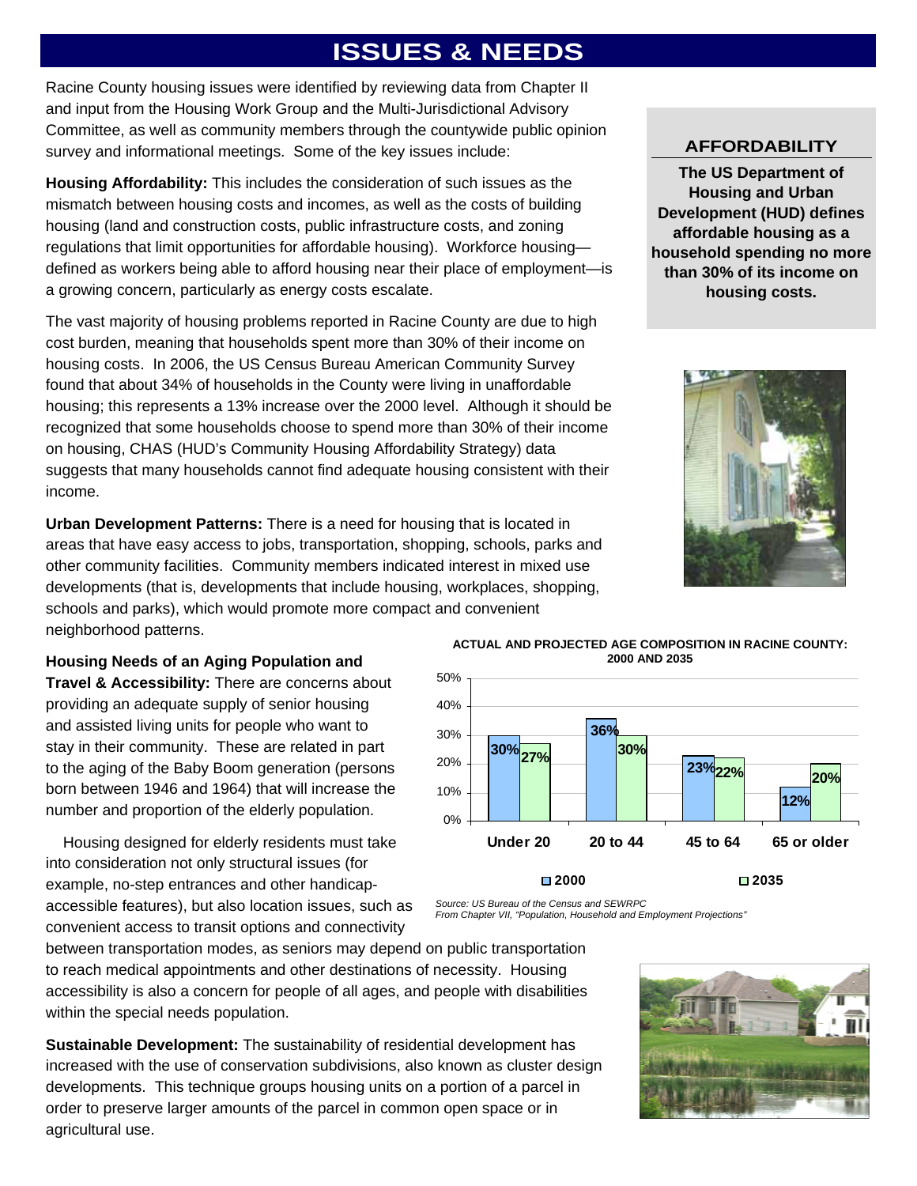# ISSUES & NEEDS

Racine County housing issues were identified by reviewing data from Chapter II and input from the Housing Work Group and the Multi-Jurisdictional Advisory Committee, as well as community members through the countywide public opinion survey and informational meetings. Some of the key issues include:

**Housing Affordability:** This includes the consideration of such issues as the mismatch between housing costs and incomes, as well as the costs of building housing (land and construction costs, public infrastructure costs, and zoning regulations that limit opportunities for affordable housing). Workforce housing—defined as workers being able to afford housing near their place of employment—is a growing concern, particularly as energy costs escalate.

The vast majority of housing problems reported in Racine County are due to high cost burden, meaning that households spent more than 30% of their income on housing costs. In 2006, the US Census Bureau American Community Survey found that about 34% of households in the County were living in unaffordable housing; this represents a 13% increase over the 2000 level. Although it should be recognized that some households choose to spend more than 30% of their income on housing, CHAS (HUD's Community Housing Affordability Strategy) data suggests that many households cannot find adequate housing consistent with their income.

**Urban Development Patterns:** There is a need for housing that is located in areas that have easy access to jobs, transportation, shopping, schools, parks and other community facilities. Community members indicated interest in mixed use developments (that is, developments that include housing, workplaces, shopping, schools and parks), which would promote more compact and convenient neighborhood patterns.

**Housing Needs of an Aging Population and Travel & Accessibility:** There are concerns about providing an adequate supply of senior housing and assisted living units for people who want to stay in their community. These are related in part to the aging of the Baby Boom generation (persons born between 1946 and 1964) that will increase the number and proportion of the elderly population.

Housing designed for elderly residents must take into consideration not only structural issues (for example, no-step entrances and other handicap-accessible features), but also location issues, such as convenient access to transit options and connectivity between transportation modes, as seniors may depend on public transportation to reach medical appointments and other destinations of necessity. Housing accessibility is also a concern for people of all ages, and people with disabilities within the special needs population.

**Sustainable Development:** The sustainability of residential development has increased with the use of conservation subdivisions, also known as cluster design developments. This technique groups housing units on a portion of a parcel in order to preserve larger amounts of the parcel in common open space or in agricultural use.

### AFFORDABILITY

**The US Department of Housing and Urban Development (HUD) defines affordable housing as a household spending no more than 30% of its income on housing costs.**

**ACTUAL AND PROJECTED AGE COMPOSITION IN RACINE COUNTY: 2000 AND 2035**

| Age Group | 2000 | 2035 |
|---|---|---|
| Under 20 | 30% | 27% |
| 20 to 44 | 36% | 30% |
| 45 to 64 | 23% | 22% |
| 65 or older | 12% | 20% |

*Source: US Bureau of the Census and SEWRPC*
*From Chapter VII, "Population, Household and Employment Projections"*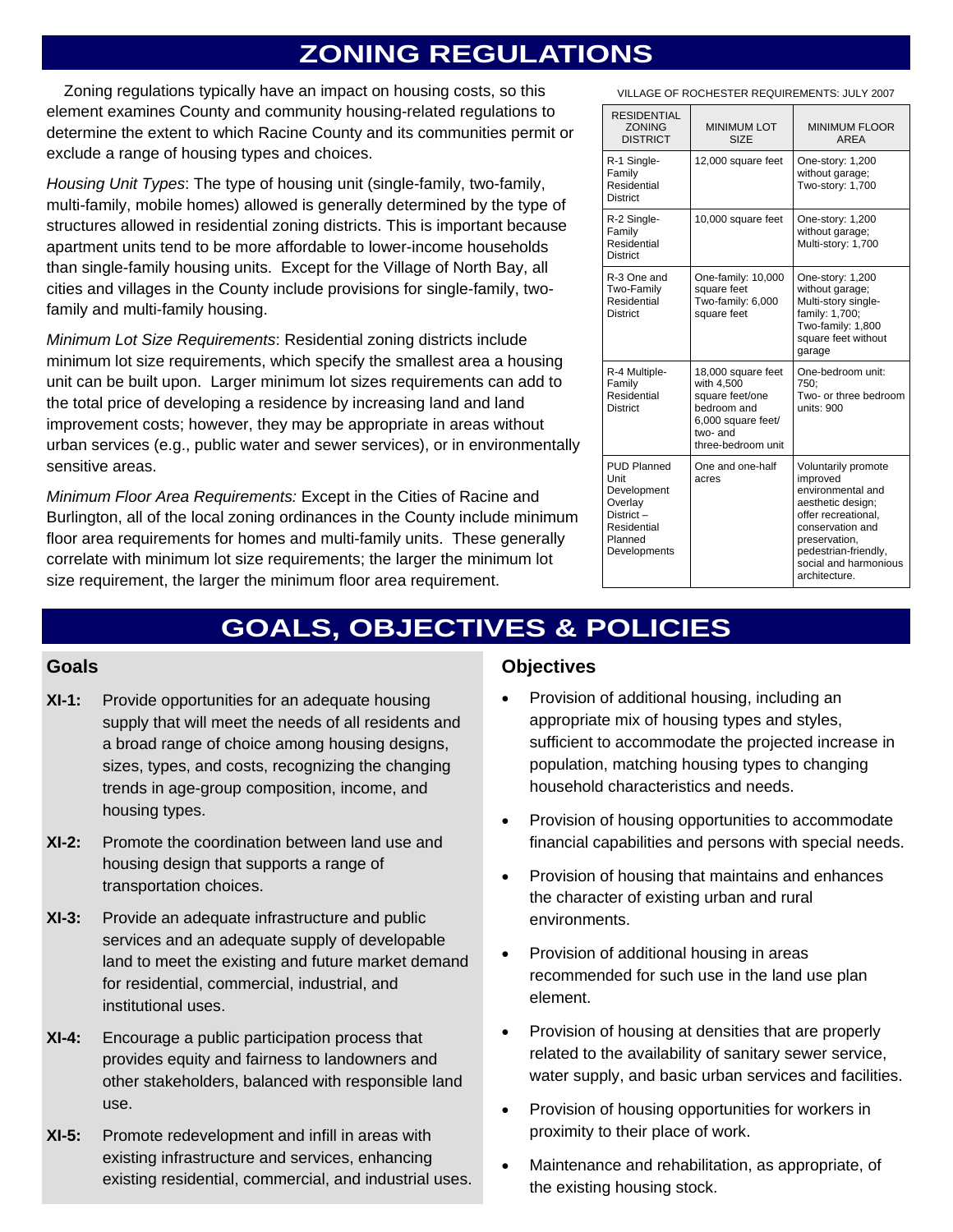// ZONING REGULATIONS

Zoning regulations typically have an impact on housing costs, so this element examines County and community housing-related regulations to determine the extent to which Racine County and its communities permit or exclude a range of housing types and choices.

*Housing Unit Types*: The type of housing unit (single-family, two-family, multi-family, mobile homes) allowed is generally determined by the type of structures allowed in residential zoning districts. This is important because apartment units tend to be more affordable to lower-income households than single-family housing units. Except for the Village of North Bay, all cities and villages in the County include provisions for single-family, two-family and multi-family housing.

*Minimum Lot Size Requirements*: Residential zoning districts include minimum lot size requirements, which specify the smallest area a housing unit can be built upon. Larger minimum lot sizes requirements can add to the total price of developing a residence by increasing land and land improvement costs; however, they may be appropriate in areas without urban services (e.g., public water and sewer services), or in environmentally sensitive areas.

*Minimum Floor Area Requirements:* Except in the Cities of Racine and Burlington, all of the local zoning ordinances in the County include minimum floor area requirements for homes and multi-family units. These generally correlate with minimum lot size requirements; the larger the minimum lot size requirement, the larger the minimum floor area requirement.

VILLAGE OF ROCHESTER REQUIREMENTS: JULY 2007

| RESIDENTIAL ZONING DISTRICT | MINIMUM LOT SIZE | MINIMUM FLOOR AREA |
|---|---|---|
| R-1 Single-Family Residential District | 12,000 square feet | One-story: 1,200 without garage; Two-story: 1,700 |
| R-2 Single-Family Residential District | 10,000 square feet | One-story: 1,200 without garage; Multi-story: 1,700 |
| R-3 One and Two-Family Residential District | One-family: 10,000 square feet Two-family: 6,000 square feet | One-story: 1,200 without garage; Multi-story single-family: 1,700; Two-family: 1,800 square feet without garage |
| R-4 Multiple-Family Residential District | 18,000 square feet with 4,500 square feet/one bedroom and 6,000 square feet/ two- and three-bedroom unit | One-bedroom unit: 750; Two- or three bedroom units: 900 |
| PUD Planned Unit Development Overlay District – Residential Planned Developments | One and one-half acres | Voluntarily promote improved environmental and aesthetic design; offer recreational, conservation and preservation, pedestrian-friendly, social and harmonious architecture. |

# GOALS, OBJECTIVES & POLICIES

## Goals

**XI-1:** Provide opportunities for an adequate housing supply that will meet the needs of all residents and a broad range of choice among housing designs, sizes, types, and costs, recognizing the changing trends in age-group composition, income, and housing types.

**XI-2:** Promote the coordination between land use and housing design that supports a range of transportation choices.

**XI-3:** Provide an adequate infrastructure and public services and an adequate supply of developable land to meet the existing and future market demand for residential, commercial, industrial, and institutional uses.

**XI-4:** Encourage a public participation process that provides equity and fairness to landowners and other stakeholders, balanced with responsible land use.

**XI-5:** Promote redevelopment and infill in areas with existing infrastructure and services, enhancing existing residential, commercial, and industrial uses.

## Objectives

- Provision of additional housing, including an appropriate mix of housing types and styles, sufficient to accommodate the projected increase in population, matching housing types to changing household characteristics and needs.
- Provision of housing opportunities to accommodate financial capabilities and persons with special needs.
- Provision of housing that maintains and enhances the character of existing urban and rural environments.
- Provision of additional housing in areas recommended for such use in the land use plan element.
- Provision of housing at densities that are properly related to the availability of sanitary sewer service, water supply, and basic urban services and facilities.
- Provision of housing opportunities for workers in proximity to their place of work.
- Maintenance and rehabilitation, as appropriate, of the existing housing stock.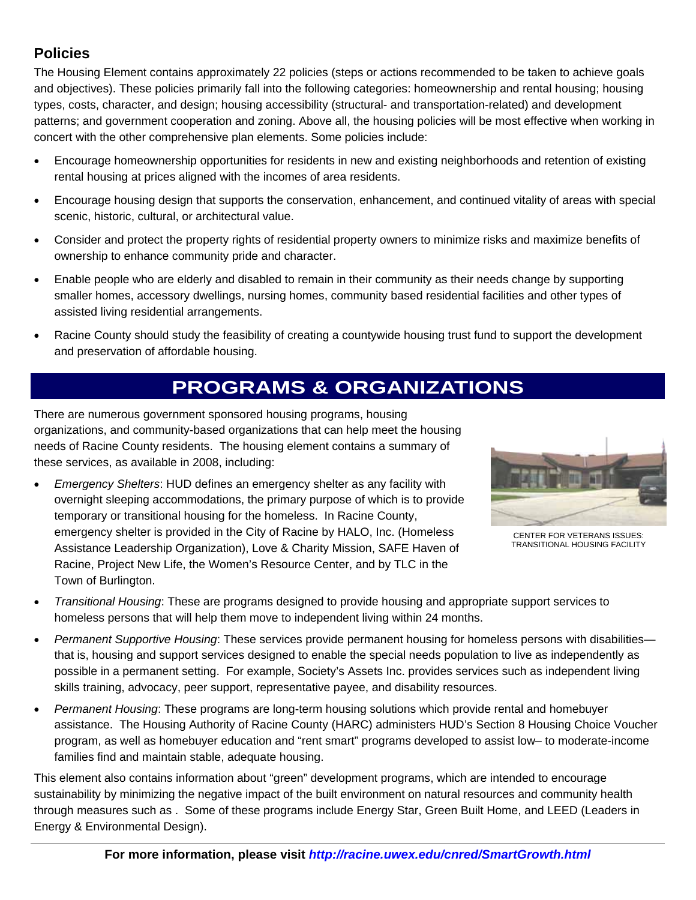### Policies

The Housing Element contains approximately 22 policies (steps or actions recommended to be taken to achieve goals and objectives). These policies primarily fall into the following categories: homeownership and rental housing; housing types, costs, character, and design; housing accessibility (structural- and transportation-related) and development patterns; and government cooperation and zoning. Above all, the housing policies will be most effective when working in concert with the other comprehensive plan elements. Some policies include:

- Encourage homeownership opportunities for residents in new and existing neighborhoods and retention of existing rental housing at prices aligned with the incomes of area residents.
- Encourage housing design that supports the conservation, enhancement, and continued vitality of areas with special scenic, historic, cultural, or architectural value.
- Consider and protect the property rights of residential property owners to minimize risks and maximize benefits of ownership to enhance community pride and character.
- Enable people who are elderly and disabled to remain in their community as their needs change by supporting smaller homes, accessory dwellings, nursing homes, community based residential facilities and other types of assisted living residential arrangements.
- Racine County should study the feasibility of creating a countywide housing trust fund to support the development and preservation of affordable housing.

## PROGRAMS & ORGANIZATIONS

There are numerous government sponsored housing programs, housing organizations, and community-based organizations that can help meet the housing needs of Racine County residents. The housing element contains a summary of these services, as available in 2008, including:

CENTER FOR VETERANS ISSUES: TRANSITIONAL HOUSING FACILITY

- *Emergency Shelters*: HUD defines an emergency shelter as any facility with overnight sleeping accommodations, the primary purpose of which is to provide temporary or transitional housing for the homeless. In Racine County, emergency shelter is provided in the City of Racine by HALO, Inc. (Homeless Assistance Leadership Organization), Love & Charity Mission, SAFE Haven of Racine, Project New Life, the Women's Resource Center, and by TLC in the Town of Burlington.
- *Transitional Housing*: These are programs designed to provide housing and appropriate support services to homeless persons that will help them move to independent living within 24 months.
- *Permanent Supportive Housing*: These services provide permanent housing for homeless persons with disabilities—that is, housing and support services designed to enable the special needs population to live as independently as possible in a permanent setting. For example, Society's Assets Inc. provides services such as independent living skills training, advocacy, peer support, representative payee, and disability resources.
- *Permanent Housing*: These programs are long-term housing solutions which provide rental and homebuyer assistance. The Housing Authority of Racine County (HARC) administers HUD's Section 8 Housing Choice Voucher program, as well as homebuyer education and "rent smart" programs developed to assist low– to moderate-income families find and maintain stable, adequate housing.

This element also contains information about "green" development programs, which are intended to encourage sustainability by minimizing the negative impact of the built environment on natural resources and community health through measures such as . Some of these programs include Energy Star, Green Built Home, and LEED (Leaders in Energy & Environmental Design).

**For more information, please visit *http://racine.uwex.edu/cnred/SmartGrowth.html***